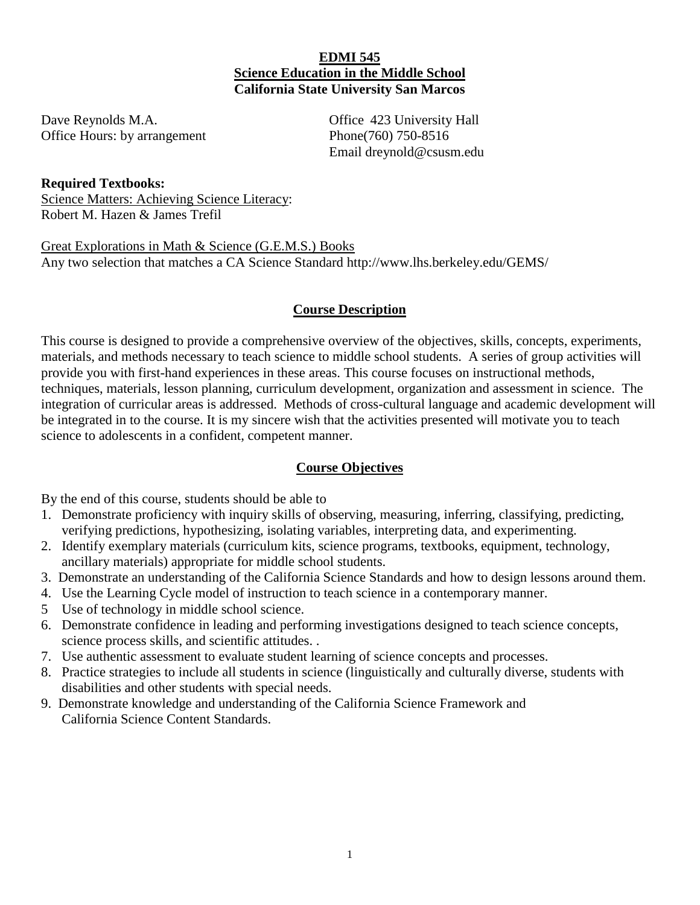**EDMI 545**
**Science Education in the Middle School**
**California State University San Marcos**

Dave Reynolds M.A.
Office Hours: by arrangement

Office 423 University Hall
Phone(760) 750-8516
Email dreynold@csusm.edu

**Required Textbooks:**
Science Matters: Achieving Science Literacy:
Robert M. Hazen & James Trefil

Great Explorations in Math & Science (G.E.M.S.) Books
Any two selection that matches a CA Science Standard http://www.lhs.berkeley.edu/GEMS/

## Course Description

This course is designed to provide a comprehensive overview of the objectives, skills, concepts, experiments, materials, and methods necessary to teach science to middle school students. A series of group activities will provide you with first-hand experiences in these areas. This course focuses on instructional methods, techniques, materials, lesson planning, curriculum development, organization and assessment in science. The integration of curricular areas is addressed. Methods of cross-cultural language and academic development will be integrated in to the course. It is my sincere wish that the activities presented will motivate you to teach science to adolescents in a confident, competent manner.

## Course Objectives

By the end of this course, students should be able to

1. Demonstrate proficiency with inquiry skills of observing, measuring, inferring, classifying, predicting, verifying predictions, hypothesizing, isolating variables, interpreting data, and experimenting.
2. Identify exemplary materials (curriculum kits, science programs, textbooks, equipment, technology, ancillary materials) appropriate for middle school students.
3. Demonstrate an understanding of the California Science Standards and how to design lessons around them.
4. Use the Learning Cycle model of instruction to teach science in a contemporary manner.
5. Use of technology in middle school science.
6. Demonstrate confidence in leading and performing investigations designed to teach science concepts, science process skills, and scientific attitudes. .
7. Use authentic assessment to evaluate student learning of science concepts and processes.
8. Practice strategies to include all students in science (linguistically and culturally diverse, students with disabilities and other students with special needs.
9. Demonstrate knowledge and understanding of the California Science Framework and California Science Content Standards.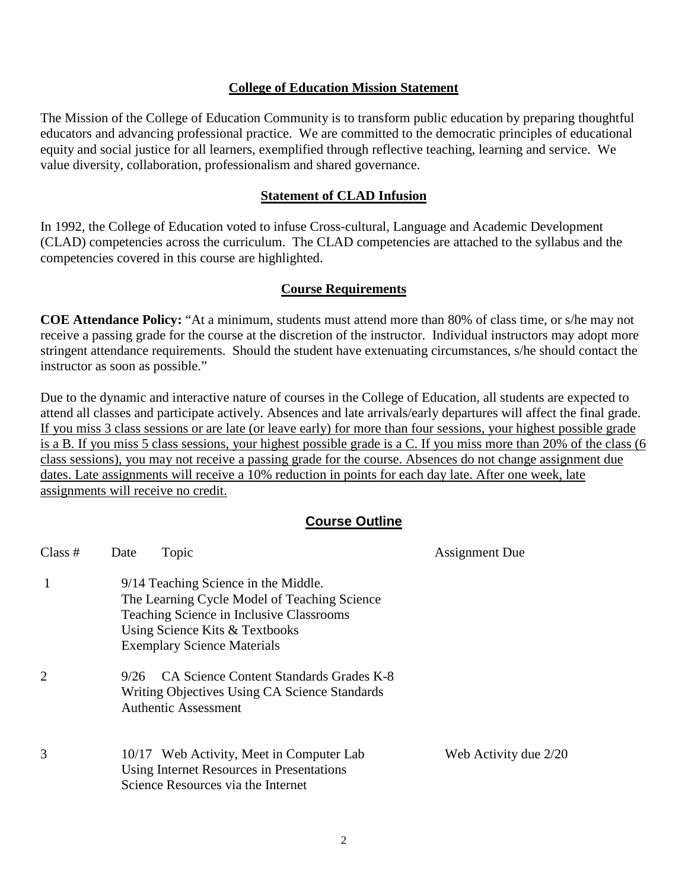## College of Education Mission Statement

The Mission of the College of Education Community is to transform public education by preparing thoughtful educators and advancing professional practice. We are committed to the democratic principles of educational equity and social justice for all learners, exemplified through reflective teaching, learning and service. We value diversity, collaboration, professionalism and shared governance.

## Statement of CLAD Infusion

In 1992, the College of Education voted to infuse Cross-cultural, Language and Academic Development (CLAD) competencies across the curriculum. The CLAD competencies are attached to the syllabus and the competencies covered in this course are highlighted.

## Course Requirements

**COE Attendance Policy:** "At a minimum, students must attend more than 80% of class time, or s/he may not receive a passing grade for the course at the discretion of the instructor. Individual instructors may adopt more stringent attendance requirements. Should the student have extenuating circumstances, s/he should contact the instructor as soon as possible."

Due to the dynamic and interactive nature of courses in the College of Education, all students are expected to attend all classes and participate actively. Absences and late arrivals/early departures will affect the final grade. <u>If you miss 3 class sessions or are late (or leave early) for more than four sessions, your highest possible grade is a B. If you miss 5 class sessions, your highest possible grade is a C. If you miss more than 20% of the class (6 class sessions), you may not receive a passing grade for the course. Absences do not change assignment due dates. Late assignments will receive a 10% reduction in points for each day late. After one week, late assignments will receive no credit.</u>

## Course Outline

| Class # | Date | Topic | Assignment Due |
| --- | --- | --- | --- |
| 1 | 9/14 | Teaching Science in the Middle.<br>The Learning Cycle Model of Teaching Science<br>Teaching Science in Inclusive Classrooms<br>Using Science Kits & Textbooks<br>Exemplary Science Materials | |
| 2 | 9/26 | CA Science Content Standards Grades K-8<br>Writing Objectives Using CA Science Standards<br>Authentic Assessment | |
| 3 | 10/17 | Web Activity, Meet in Computer Lab<br>Using Internet Resources in Presentations<br>Science Resources via the Internet | Web Activity due 2/20 |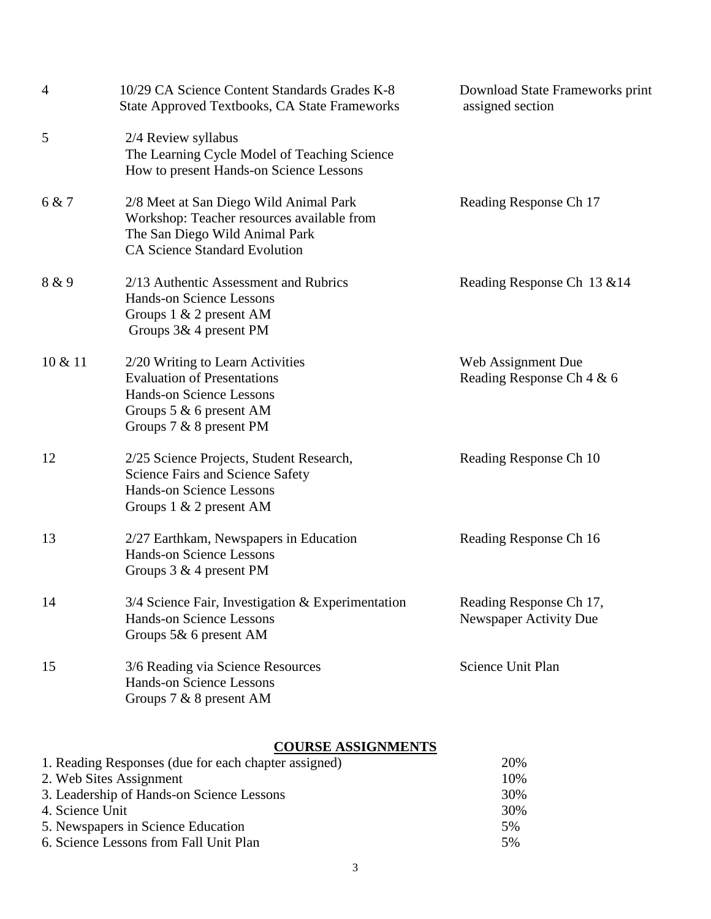| | | |
|---|---|---|
| 4 | 10/29 CA Science Content Standards Grades K-8<br>State Approved Textbooks, CA State Frameworks | Download State Frameworks print assigned section |
| 5 | 2/4 Review syllabus<br>The Learning Cycle Model of Teaching Science<br>How to present Hands-on Science Lessons | |
| 6 & 7 | 2/8 Meet at San Diego Wild Animal Park<br>Workshop: Teacher resources available from The San Diego Wild Animal Park<br>CA Science Standard Evolution | Reading Response Ch 17 |
| 8 & 9 | 2/13 Authentic Assessment and Rubrics<br>Hands-on Science Lessons<br>Groups 1 & 2 present AM<br>Groups 3& 4 present PM | Reading Response Ch 13 &14 |
| 10 & 11 | 2/20 Writing to Learn Activities<br>Evaluation of Presentations<br>Hands-on Science Lessons<br>Groups 5 & 6 present AM<br>Groups 7 & 8 present PM | Web Assignment Due<br>Reading Response Ch 4 & 6 |
| 12 | 2/25 Science Projects, Student Research, Science Fairs and Science Safety<br>Hands-on Science Lessons<br>Groups 1 & 2 present AM | Reading Response Ch 10 |
| 13 | 2/27 Earthkam, Newspapers in Education<br>Hands-on Science Lessons<br>Groups 3 & 4 present PM | Reading Response Ch 16 |
| 14 | 3/4 Science Fair, Investigation & Experimentation<br>Hands-on Science Lessons<br>Groups 5& 6 present AM | Reading Response Ch 17,<br>Newspaper Activity Due |
| 15 | 3/6 Reading via Science Resources<br>Hands-on Science Lessons<br>Groups 7 & 8 present AM | Science Unit Plan |

## COURSE ASSIGNMENTS

| | |
|---|---|
| 1. Reading Responses (due for each chapter assigned) | 20% |
| 2. Web Sites Assignment | 10% |
| 3. Leadership of Hands-on Science Lessons | 30% |
| 4. Science Unit | 30% |
| 5. Newspapers in Science Education | 5% |
| 6. Science Lessons from Fall Unit Plan | 5% |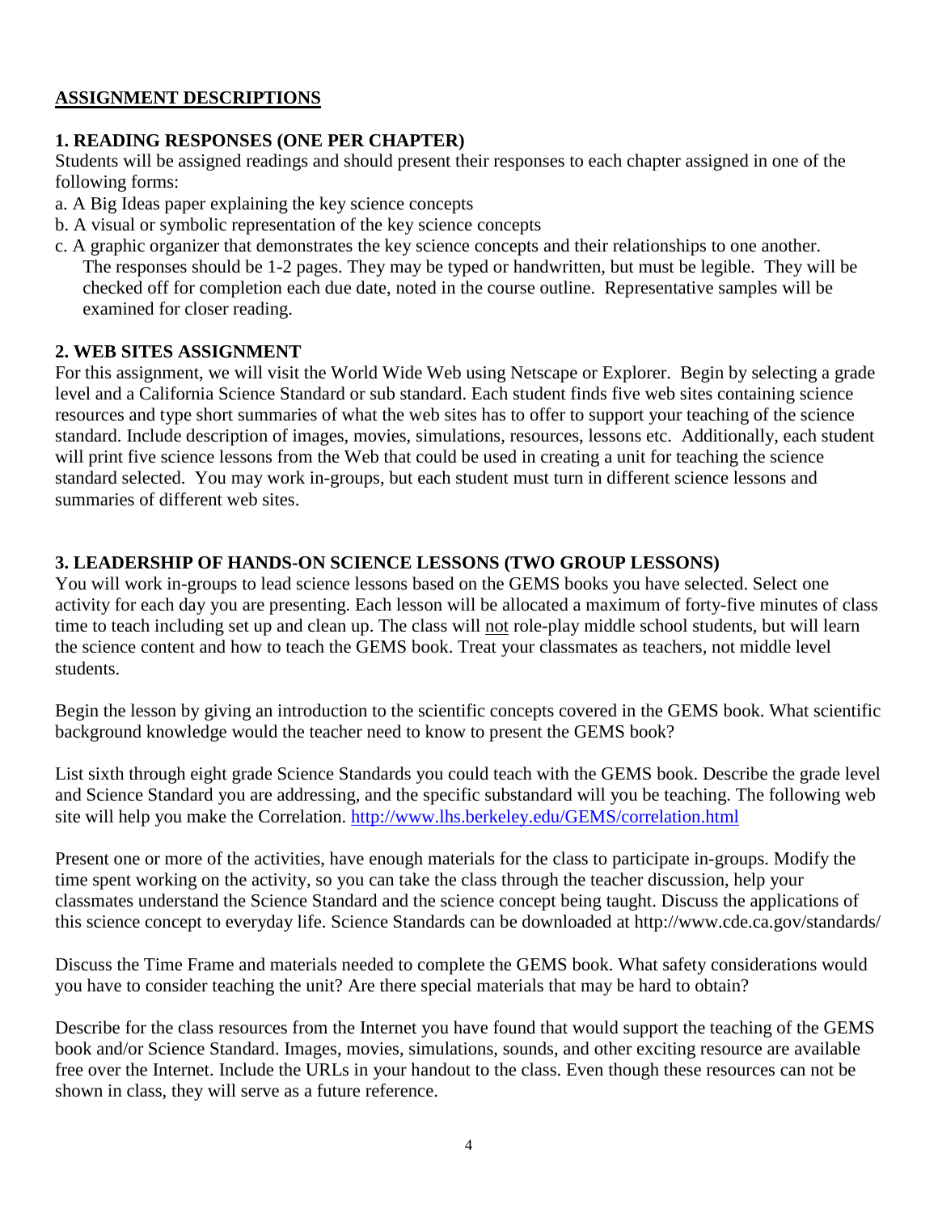## ASSIGNMENT DESCRIPTIONS

### 1. READING RESPONSES (ONE PER CHAPTER)

Students will be assigned readings and should present their responses to each chapter assigned in one of the following forms:

a. A Big Ideas paper explaining the key science concepts
b. A visual or symbolic representation of the key science concepts
c. A graphic organizer that demonstrates the key science concepts and their relationships to one another.

The responses should be 1-2 pages. They may be typed or handwritten, but must be legible. They will be checked off for completion each due date, noted in the course outline. Representative samples will be examined for closer reading.

### 2. WEB SITES ASSIGNMENT

For this assignment, we will visit the World Wide Web using Netscape or Explorer. Begin by selecting a grade level and a California Science Standard or sub standard. Each student finds five web sites containing science resources and type short summaries of what the web sites has to offer to support your teaching of the science standard. Include description of images, movies, simulations, resources, lessons etc. Additionally, each student will print five science lessons from the Web that could be used in creating a unit for teaching the science standard selected. You may work in-groups, but each student must turn in different science lessons and summaries of different web sites.

### 3. LEADERSHIP OF HANDS-ON SCIENCE LESSONS (TWO GROUP LESSONS)

You will work in-groups to lead science lessons based on the GEMS books you have selected. Select one activity for each day you are presenting. Each lesson will be allocated a maximum of forty-five minutes of class time to teach including set up and clean up. The class will <u>not</u> role-play middle school students, but will learn the science content and how to teach the GEMS book. Treat your classmates as teachers, not middle level students.

Begin the lesson by giving an introduction to the scientific concepts covered in the GEMS book. What scientific background knowledge would the teacher need to know to present the GEMS book?

List sixth through eight grade Science Standards you could teach with the GEMS book. Describe the grade level and Science Standard you are addressing, and the specific substandard will you be teaching. The following web site will help you make the Correlation. http://www.lhs.berkeley.edu/GEMS/correlation.html

Present one or more of the activities, have enough materials for the class to participate in-groups. Modify the time spent working on the activity, so you can take the class through the teacher discussion, help your classmates understand the Science Standard and the science concept being taught. Discuss the applications of this science concept to everyday life. Science Standards can be downloaded at http://www.cde.ca.gov/standards/

Discuss the Time Frame and materials needed to complete the GEMS book. What safety considerations would you have to consider teaching the unit? Are there special materials that may be hard to obtain?

Describe for the class resources from the Internet you have found that would support the teaching of the GEMS book and/or Science Standard. Images, movies, simulations, sounds, and other exciting resource are available free over the Internet. Include the URLs in your handout to the class. Even though these resources can not be shown in class, they will serve as a future reference.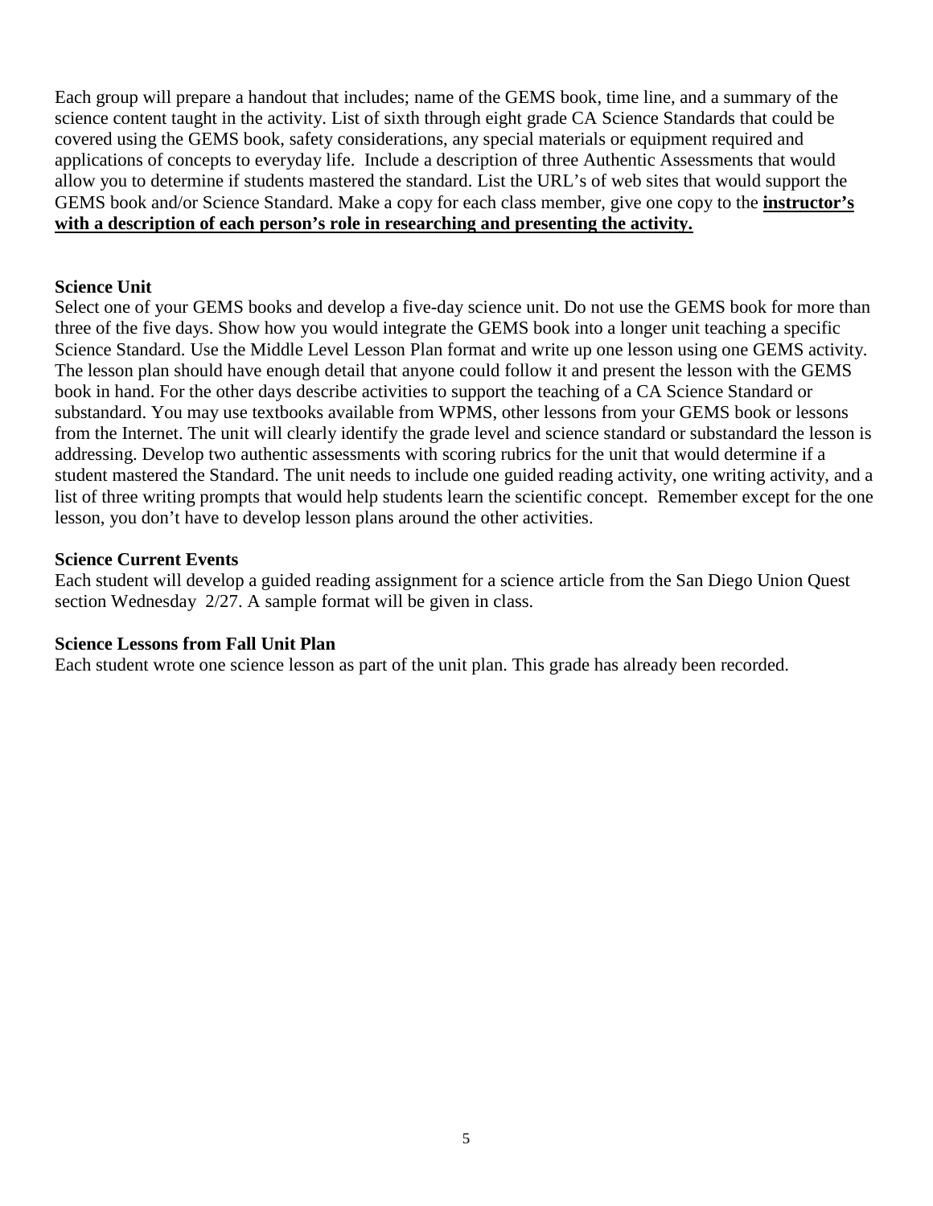Each group will prepare a handout that includes; name of the GEMS book, time line, and a summary of the science content taught in the activity. List of sixth through eight grade CA Science Standards that could be covered using the GEMS book, safety considerations, any special materials or equipment required and applications of concepts to everyday life. Include a description of three Authentic Assessments that would allow you to determine if students mastered the standard. List the URL's of web sites that would support the GEMS book and/or Science Standard. Make a copy for each class member, give one copy to the **instructor's with a description of each person's role in researching and presenting the activity.**

**Science Unit**

Select one of your GEMS books and develop a five-day science unit. Do not use the GEMS book for more than three of the five days. Show how you would integrate the GEMS book into a longer unit teaching a specific Science Standard. Use the Middle Level Lesson Plan format and write up one lesson using one GEMS activity. The lesson plan should have enough detail that anyone could follow it and present the lesson with the GEMS book in hand. For the other days describe activities to support the teaching of a CA Science Standard or substandard. You may use textbooks available from WPMS, other lessons from your GEMS book or lessons from the Internet. The unit will clearly identify the grade level and science standard or substandard the lesson is addressing. Develop two authentic assessments with scoring rubrics for the unit that would determine if a student mastered the Standard. The unit needs to include one guided reading activity, one writing activity, and a list of three writing prompts that would help students learn the scientific concept. Remember except for the one lesson, you don't have to develop lesson plans around the other activities.

**Science Current Events**

Each student will develop a guided reading assignment for a science article from the San Diego Union Quest section Wednesday 2/27. A sample format will be given in class.

**Science Lessons from Fall Unit Plan**

Each student wrote one science lesson as part of the unit plan. This grade has already been recorded.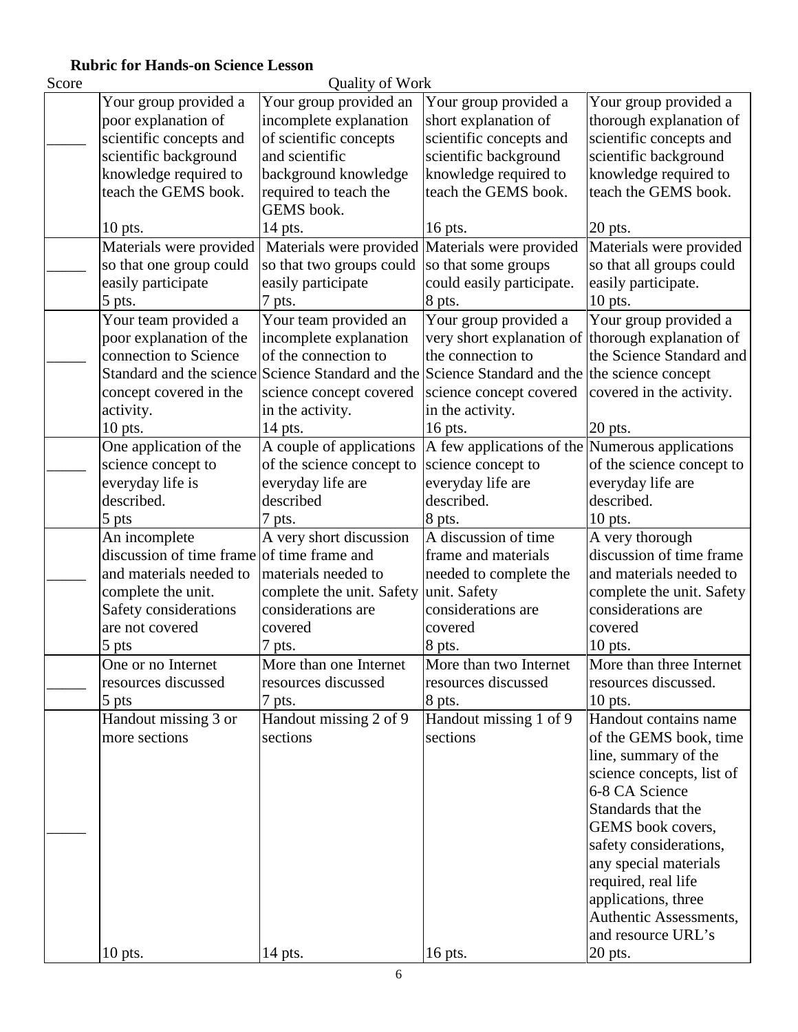**Rubric for Hands-on Science Lesson**

| Score | Quality of Work | | | |
|---|---|---|---|---|
| _____ | Your group provided a poor explanation of scientific concepts and scientific background knowledge required to teach the GEMS book.<br><br>10 pts. | Your group provided an incomplete explanation of scientific concepts and scientific background knowledge required to teach the GEMS book.<br>14 pts. | Your group provided a short explanation of scientific concepts and scientific background knowledge required to teach the GEMS book.<br><br>16 pts. | Your group provided a thorough explanation of scientific concepts and scientific background knowledge required to teach the GEMS book.<br><br>20 pts. |
| _____ | Materials were provided so that one group could easily participate<br>5 pts. | Materials were provided so that two groups could easily participate<br>7 pts. | Materials were provided so that some groups could easily participate.<br>8 pts. | Materials were provided so that all groups could easily participate.<br>10 pts. |
| _____ | Your team provided a poor explanation of the connection to Science Standard and the science concept covered in the activity.<br>10 pts. | Your team provided an incomplete explanation of the connection to Science Standard and the science concept covered in the activity.<br>14 pts. | Your group provided a very short explanation of the connection to Science Standard and the science concept covered in the activity.<br>16 pts. | Your group provided a thorough explanation of the Science Standard and the science concept covered in the activity.<br><br>20 pts. |
| _____ | One application of the science concept to everyday life is described.<br>5 pts | A couple of applications of the science concept to everyday life are described<br>7 pts. | A few applications of the science concept to everyday life are described.<br>8 pts. | Numerous applications of the science concept to everyday life are described.<br>10 pts. |
| _____ | An incomplete discussion of time frame and materials needed to complete the unit. Safety considerations are not covered<br>5 pts | A very short discussion of time frame and materials needed to complete the unit. Safety considerations are covered<br>7 pts. | A discussion of time frame and materials needed to complete the unit. Safety considerations are covered<br>8 pts. | A very thorough discussion of time frame and materials needed to complete the unit. Safety considerations are covered<br>10 pts. |
| _____ | One or no Internet resources discussed<br>5 pts | More than one Internet resources discussed<br>7 pts. | More than two Internet resources discussed<br>8 pts. | More than three Internet resources discussed.<br>10 pts. |
| _____ | Handout missing 3 or more sections<br><br>10 pts. | Handout missing 2 of 9 sections<br><br>14 pts. | Handout missing 1 of 9 sections<br><br>16 pts. | Handout contains name of the GEMS book, time line, summary of the science concepts, list of 6-8 CA Science Standards that the GEMS book covers, safety considerations, any special materials required, real life applications, three Authentic Assessments, and resource URL's<br>20 pts. |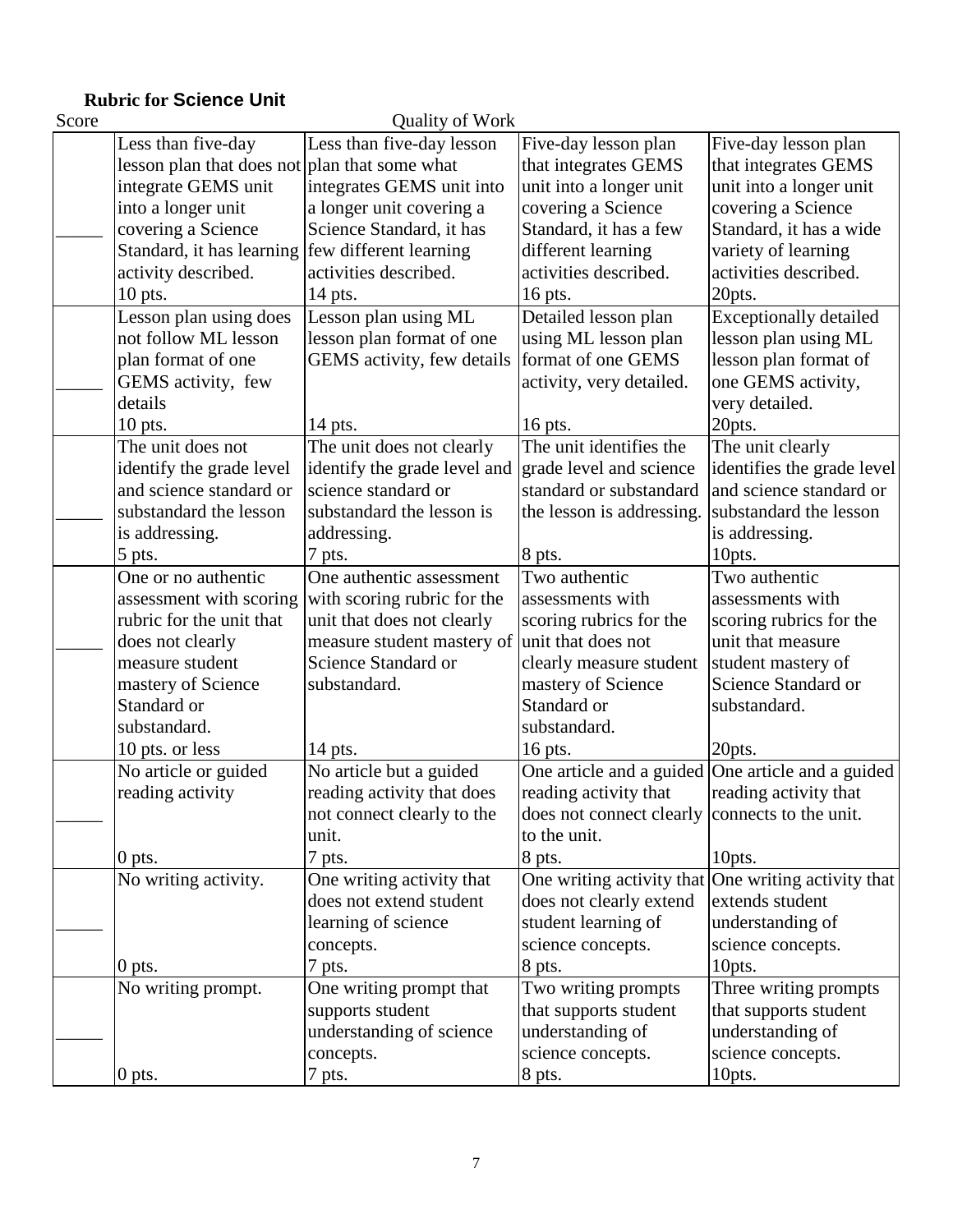**Rubric for Science Unit**

| Score | Quality of Work | | | |
|---|---|---|---|---|
| _____ | Less than five-day lesson plan that does not integrate GEMS unit into a longer unit covering a Science Standard, it has learning activity described. 10 pts. | Less than five-day lesson plan that some what integrates GEMS unit into a longer unit covering a Science Standard, it has few different learning activities described. 14 pts. | Five-day lesson plan that integrates GEMS unit into a longer unit covering a Science Standard, it has a few different learning activities described. 16 pts. | Five-day lesson plan that integrates GEMS unit into a longer unit covering a Science Standard, it has a wide variety of learning activities described. 20pts. |
| _____ | Lesson plan using does not follow ML lesson plan format of one GEMS activity, few details 10 pts. | Lesson plan using ML lesson plan format of one GEMS activity, few details 14 pts. | Detailed lesson plan using ML lesson plan format of one GEMS activity, very detailed. 16 pts. | Exceptionally detailed lesson plan using ML lesson plan format of one GEMS activity, very detailed. 20pts. |
| _____ | The unit does not identify the grade level and science standard or substandard the lesson is addressing. 5 pts. | The unit does not clearly identify the grade level and science standard or substandard the lesson is addressing. 7 pts. | The unit identifies the grade level and science standard or substandard the lesson is addressing. 8 pts. | The unit clearly identifies the grade level and science standard or substandard the lesson is addressing. 10pts. |
| _____ | One or no authentic assessment with scoring rubric for the unit that does not clearly measure student mastery of Science Standard or substandard. 10 pts. or less | One authentic assessment with scoring rubric for the unit that does not clearly measure student mastery of Science Standard or substandard. 14 pts. | Two authentic assessments with scoring rubrics for the unit that does not clearly measure student mastery of Science Standard or substandard. 16 pts. | Two authentic assessments with scoring rubrics for the unit that measure student mastery of Science Standard or substandard. 20pts. |
| _____ | No article or guided reading activity 0 pts. | No article but a guided reading activity that does not connect clearly to the unit. 7 pts. | One article and a guided reading activity that does not connect clearly to the unit. 8 pts. | One article and a guided reading activity that connects to the unit. 10pts. |
| _____ | No writing activity. 0 pts. | One writing activity that does not extend student learning of science concepts. 7 pts. | One writing activity that does not clearly extend student learning of science concepts. 8 pts. | One writing activity that extends student understanding of science concepts. 10pts. |
| _____ | No writing prompt. 0 pts. | One writing prompt that supports student understanding of science concepts. 7 pts. | Two writing prompts that supports student understanding of science concepts. 8 pts. | Three writing prompts that supports student understanding of science concepts. 10pts. |